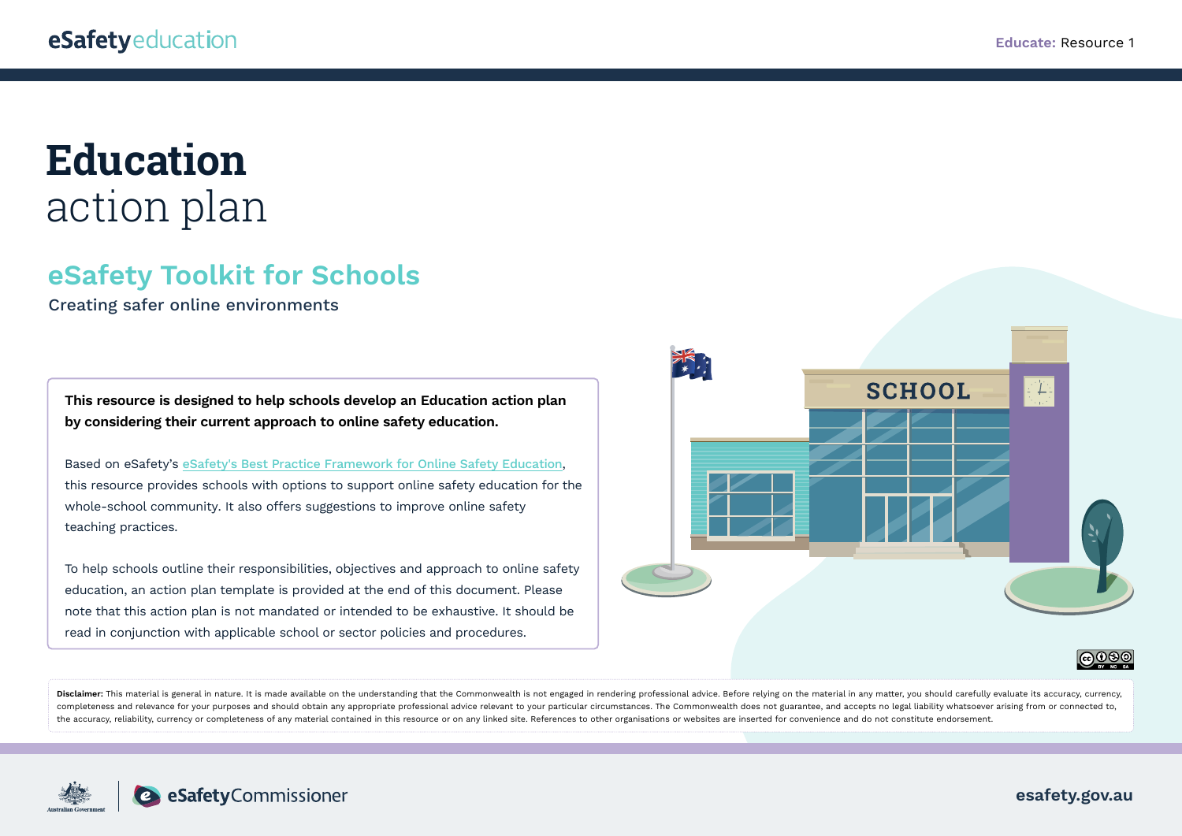# Education action plan

## eSafety Toolkit for Schools

Creating safer online environments

**This resource is designed to help schools develop an Education action plan by considering their current approach to online safety education.**

Based on eSafety's eSafety's Best Practice Framework for Online Safety Education, this resource provides schools with options to support online safety education for the whole-school community. It also offers suggestions to improve online safety teaching practices.

To help schools outline their responsibilities, objectives and approach to online safety education, an action plan template is provided at the end of this document. Please note that this action plan is not mandated or intended to be exhaustive. It should be read in conjunction with applicable school or sector policies and procedures.

**Disclaimer:** This material is general in nature. It is made available on the understanding that the Commonwealth is not engaged in rendering professional advice. Before relying on the material in any matter, you should carefully evaluate its accuracy, currency, completeness and relevance for your purposes and should obtain any appropriate professional advice relevant to your particular circumstances. The Commonwealth does not guarantee, and accepts no legal liability whatsoever arising from or connected to, the accuracy, reliability, currency or completeness of any material contained in this resource or on any linked site. References to other organisations or websites are inserted for convenience and do not constitute endorsement.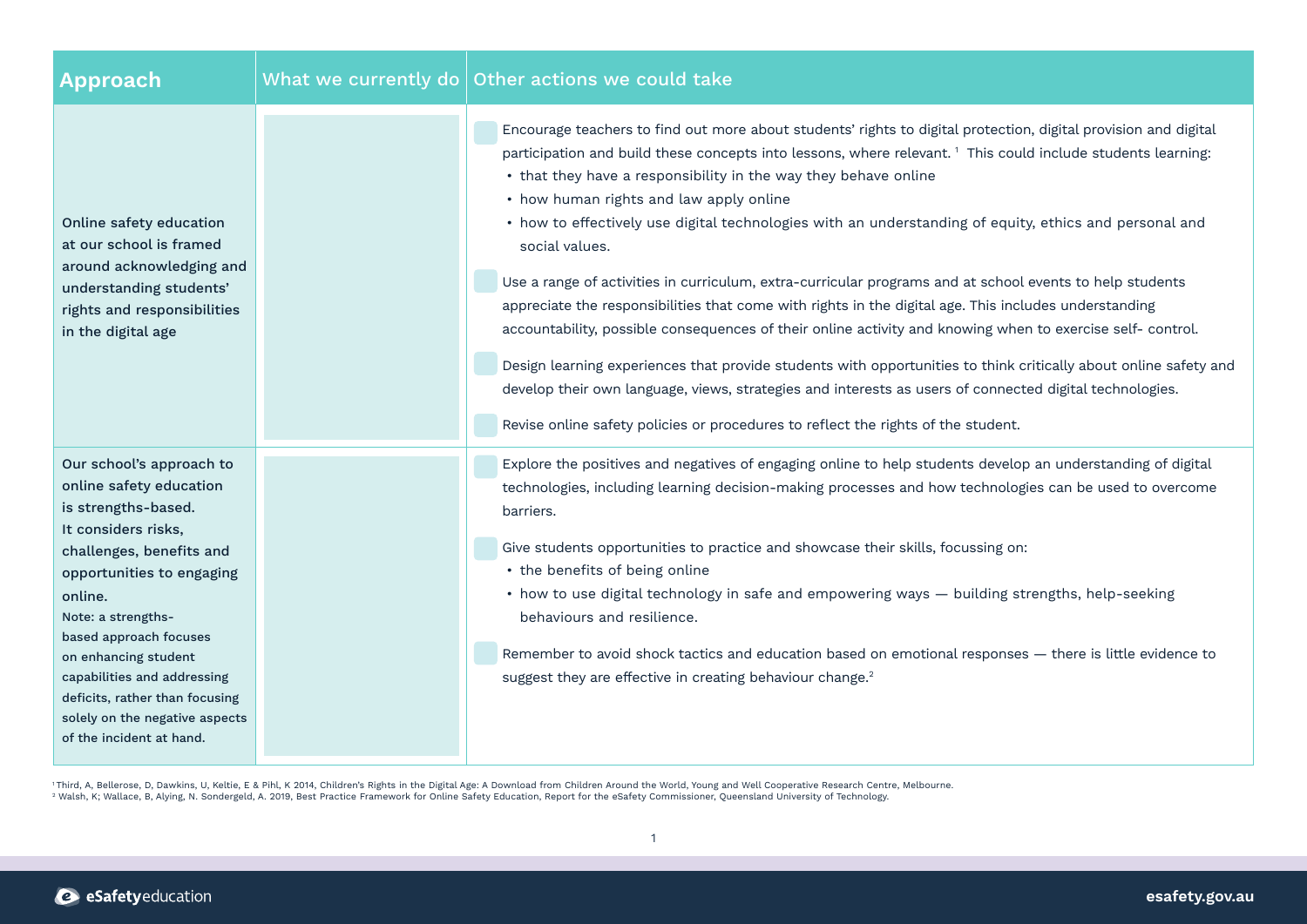| Approach | What we currently do | Other actions we could take |
|---|---|---|
| Online safety education at our school is framed around acknowledging and understanding students' rights and responsibilities in the digital age | | ☐ Encourage teachers to find out more about students' rights to digital protection, digital provision and digital participation and build these concepts into lessons, where relevant. [1] This could include students learning:<br>• that they have a responsibility in the way they behave online<br>• how human rights and law apply online<br>• how to effectively use digital technologies with an understanding of equity, ethics and personal and social values.<br><br>☐ Use a range of activities in curriculum, extra-curricular programs and at school events to help students appreciate the responsibilities that come with rights in the digital age. This includes understanding accountability, possible consequences of their online activity and knowing when to exercise self- control.<br><br>☐ Design learning experiences that provide students with opportunities to think critically about online safety and develop their own language, views, strategies and interests as users of connected digital technologies.<br><br>☐ Revise online safety policies or procedures to reflect the rights of the student. |
| Our school's approach to online safety education is strengths-based. It considers risks, challenges, benefits and opportunities to engaging online.<br>Note: a strengths-based approach focuses on enhancing student capabilities and addressing deficits, rather than focusing solely on the negative aspects of the incident at hand. | | ☐ Explore the positives and negatives of engaging online to help students develop an understanding of digital technologies, including learning decision-making processes and how technologies can be used to overcome barriers.<br><br>☐ Give students opportunities to practice and showcase their skills, focussing on:<br>• the benefits of being online<br>• how to use digital technology in safe and empowering ways — building strengths, help-seeking behaviours and resilience.<br><br>☐ Remember to avoid shock tactics and education based on emotional responses — there is little evidence to suggest they are effective in creating behaviour change.[2] |

[1] Third, A, Bellerose, D, Dawkins, U, Keltie, E & Pihl, K 2014, Children's Rights in the Digital Age: A Download from Children Around the World, Young and Well Cooperative Research Centre, Melbourne.
[2] Walsh, K; Wallace, B, Alying, N. Sondergeld, A. 2019, Best Practice Framework for Online Safety Education, Report for the eSafety Commissioner, Queensland University of Technology.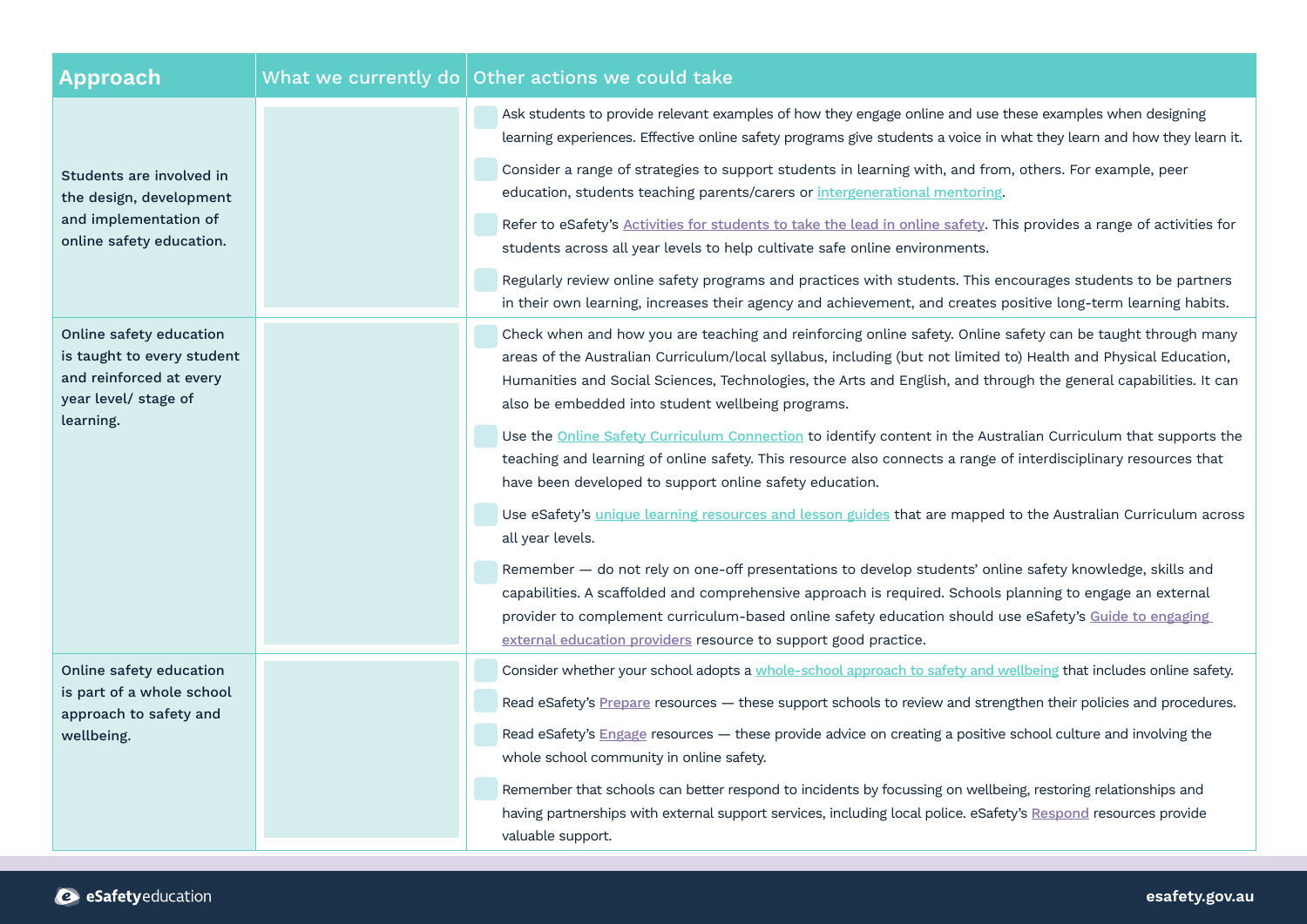| Approach | What we currently do | Other actions we could take |
| --- | --- | --- |
| Students are involved in the design, development and implementation of online safety education. | | ☐ Ask students to provide relevant examples of how they engage online and use these examples when designing learning experiences. Effective online safety programs give students a voice in what they learn and how they learn it.<br>☐ Consider a range of strategies to support students in learning with, and from, others. For example, peer education, students teaching parents/carers or intergenerational mentoring.<br>☐ Refer to eSafety's Activities for students to take the lead in online safety. This provides a range of activities for students across all year levels to help cultivate safe online environments.<br>☐ Regularly review online safety programs and practices with students. This encourages students to be partners in their own learning, increases their agency and achievement, and creates positive long-term learning habits. |
| Online safety education is taught to every student and reinforced at every year level/ stage of learning. | | ☐ Check when and how you are teaching and reinforcing online safety. Online safety can be taught through many areas of the Australian Curriculum/local syllabus, including (but not limited to) Health and Physical Education, Humanities and Social Sciences, Technologies, the Arts and English, and through the general capabilities. It can also be embedded into student wellbeing programs.<br>☐ Use the Online Safety Curriculum Connection to identify content in the Australian Curriculum that supports the teaching and learning of online safety. This resource also connects a range of interdisciplinary resources that have been developed to support online safety education.<br>☐ Use eSafety's unique learning resources and lesson guides that are mapped to the Australian Curriculum across all year levels.<br>☐ Remember — do not rely on one-off presentations to develop students' online safety knowledge, skills and capabilities. A scaffolded and comprehensive approach is required. Schools planning to engage an external provider to complement curriculum-based online safety education should use eSafety's Guide to engaging external education providers resource to support good practice. |
| Online safety education is part of a whole school approach to safety and wellbeing. | | ☐ Consider whether your school adopts a whole-school approach to safety and wellbeing that includes online safety.<br>☐ Read eSafety's Prepare resources — these support schools to review and strengthen their policies and procedures.<br>☐ Read eSafety's Engage resources — these provide advice on creating a positive school culture and involving the whole school community in online safety.<br>☐ Remember that schools can better respond to incidents by focussing on wellbeing, restoring relationships and having partnerships with external support services, including local police. eSafety's Respond resources provide valuable support. |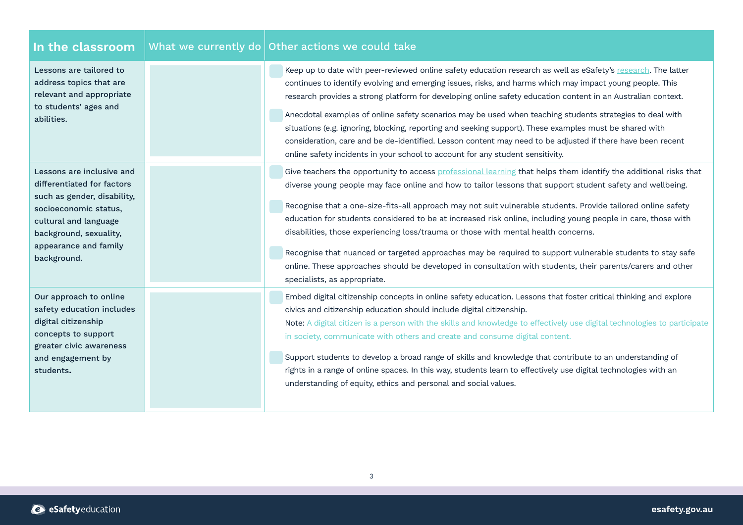| In the classroom | What we currently do | Other actions we could take |
| --- | --- | --- |
| Lessons are tailored to address topics that are relevant and appropriate to students' ages and abilities. | | ☐ Keep up to date with peer-reviewed online safety education research as well as eSafety's research. The latter continues to identify evolving and emerging issues, risks, and harms which may impact young people. This research provides a strong platform for developing online safety education content in an Australian context.<br><br>☐ Anecdotal examples of online safety scenarios may be used when teaching students strategies to deal with situations (e.g. ignoring, blocking, reporting and seeking support). These examples must be shared with consideration, care and be de-identified. Lesson content may need to be adjusted if there have been recent online safety incidents in your school to account for any student sensitivity. |
| Lessons are inclusive and differentiated for factors such as gender, disability, socioeconomic status, cultural and language background, sexuality, appearance and family background. | | ☐ Give teachers the opportunity to access professional learning that helps them identify the additional risks that diverse young people may face online and how to tailor lessons that support student safety and wellbeing.<br><br>☐ Recognise that a one-size-fits-all approach may not suit vulnerable students. Provide tailored online safety education for students considered to be at increased risk online, including young people in care, those with disabilities, those experiencing loss/trauma or those with mental health concerns.<br><br>☐ Recognise that nuanced or targeted approaches may be required to support vulnerable students to stay safe online. These approaches should be developed in consultation with students, their parents/carers and other specialists, as appropriate. |
| Our approach to online safety education includes digital citizenship concepts to support greater civic awareness and engagement by students. | | ☐ Embed digital citizenship concepts in online safety education. Lessons that foster critical thinking and explore civics and citizenship education should include digital citizenship.<br>Note: A digital citizen is a person with the skills and knowledge to effectively use digital technologies to participate in society, communicate with others and create and consume digital content.<br><br>☐ Support students to develop a broad range of skills and knowledge that contribute to an understanding of rights in a range of online spaces. In this way, students learn to effectively use digital technologies with an understanding of equity, ethics and personal and social values. |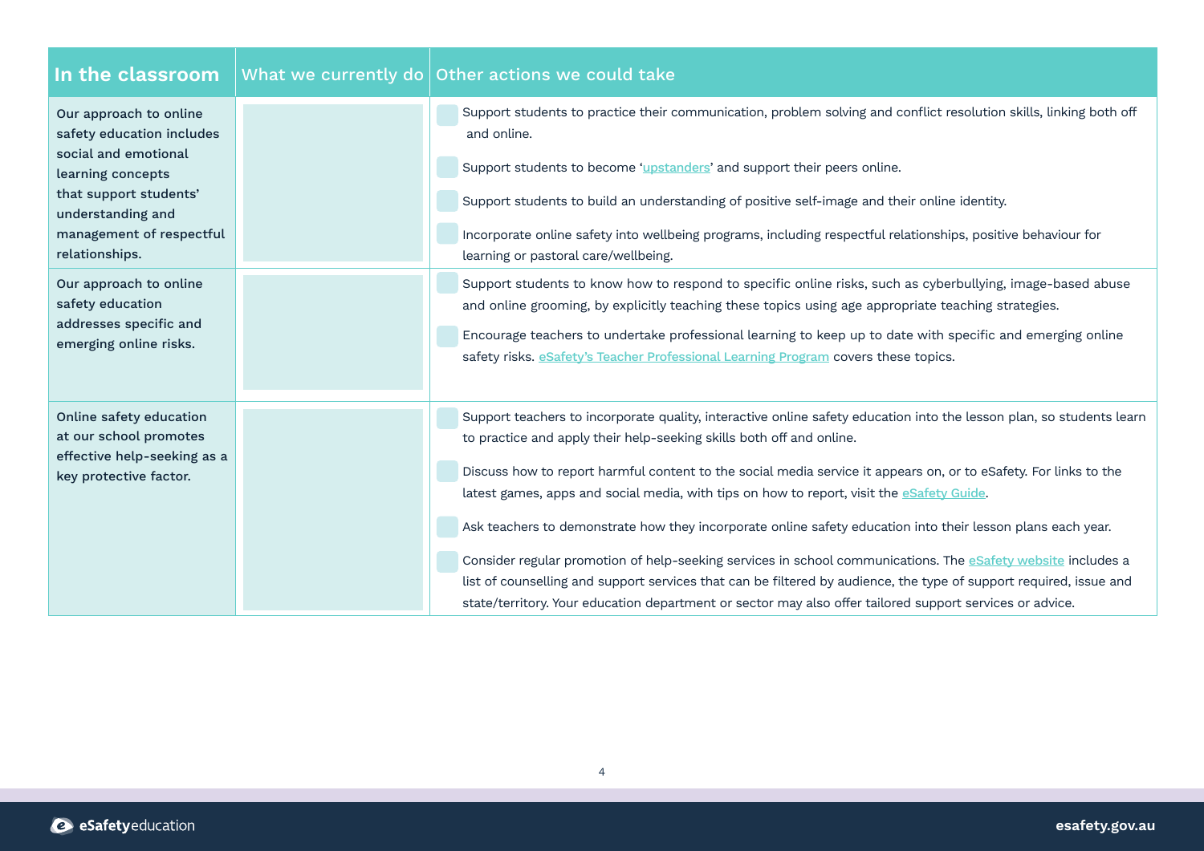| In the classroom | What we currently do | Other actions we could take |
|---|---|---|
| Our approach to online safety education includes social and emotional learning concepts that support students' understanding and management of respectful relationships. | | ☐ Support students to practice their communication, problem solving and conflict resolution skills, linking both off and online.<br><br>☐ Support students to become 'upstanders' and support their peers online.<br><br>☐ Support students to build an understanding of positive self-image and their online identity.<br><br>☐ Incorporate online safety into wellbeing programs, including respectful relationships, positive behaviour for learning or pastoral care/wellbeing. |
| Our approach to online safety education addresses specific and emerging online risks. | | ☐ Support students to know how to respond to specific online risks, such as cyberbullying, image-based abuse and online grooming, by explicitly teaching these topics using age appropriate teaching strategies.<br><br>☐ Encourage teachers to undertake professional learning to keep up to date with specific and emerging online safety risks. eSafety's Teacher Professional Learning Program covers these topics. |
| Online safety education at our school promotes effective help-seeking as a key protective factor. | | ☐ Support teachers to incorporate quality, interactive online safety education into the lesson plan, so students learn to practice and apply their help-seeking skills both off and online.<br><br>☐ Discuss how to report harmful content to the social media service it appears on, or to eSafety. For links to the latest games, apps and social media, with tips on how to report, visit the eSafety Guide.<br><br>☐ Ask teachers to demonstrate how they incorporate online safety education into their lesson plans each year.<br><br>☐ Consider regular promotion of help-seeking services in school communications. The eSafety website includes a list of counselling and support services that can be filtered by audience, the type of support required, issue and state/territory. Your education department or sector may also offer tailored support services or advice. |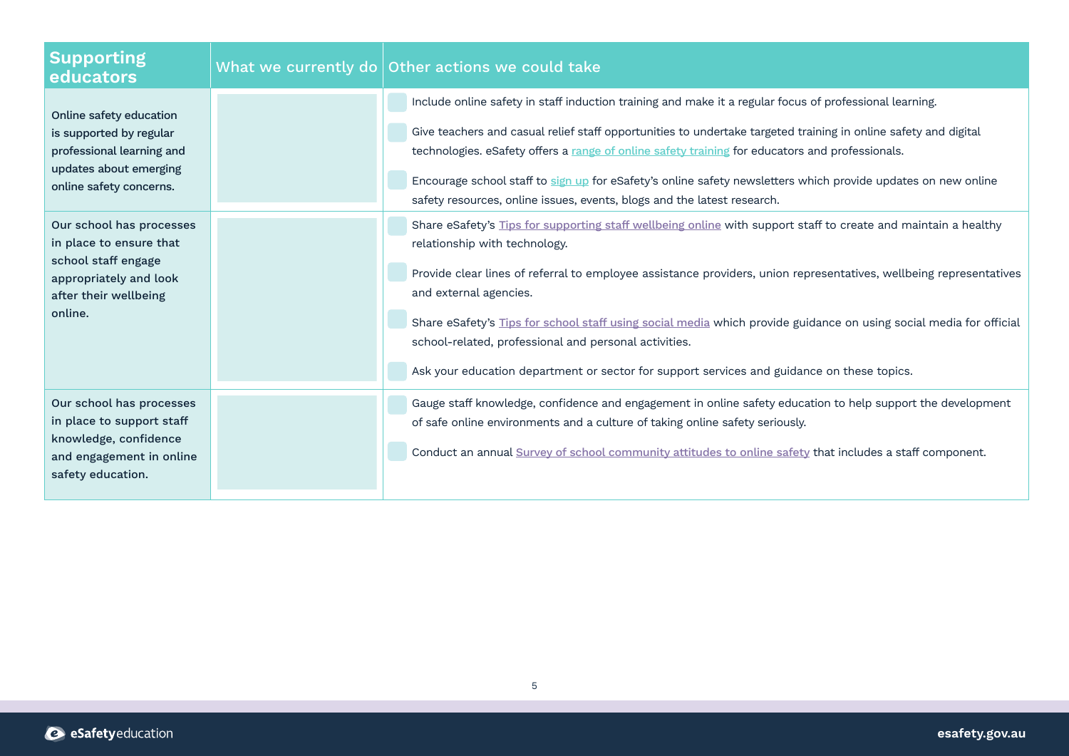| Supporting educators | What we currently do | Other actions we could take |
|---|---|---|
| Online safety education is supported by regular professional learning and updates about emerging online safety concerns. | | ☐ Include online safety in staff induction training and make it a regular focus of professional learning.<br><br>☐ Give teachers and casual relief staff opportunities to undertake targeted training in online safety and digital technologies. eSafety offers a range of online safety training for educators and professionals.<br><br>☐ Encourage school staff to sign up for eSafety's online safety newsletters which provide updates on new online safety resources, online issues, events, blogs and the latest research. |
| Our school has processes in place to ensure that school staff engage appropriately and look after their wellbeing online. | | ☐ Share eSafety's Tips for supporting staff wellbeing online with support staff to create and maintain a healthy relationship with technology.<br><br>☐ Provide clear lines of referral to employee assistance providers, union representatives, wellbeing representatives and external agencies.<br><br>☐ Share eSafety's Tips for school staff using social media which provide guidance on using social media for official school-related, professional and personal activities.<br><br>☐ Ask your education department or sector for support services and guidance on these topics. |
| Our school has processes in place to support staff knowledge, confidence and engagement in online safety education. | | ☐ Gauge staff knowledge, confidence and engagement in online safety education to help support the development of safe online environments and a culture of taking online safety seriously.<br><br>☐ Conduct an annual Survey of school community attitudes to online safety that includes a staff component. |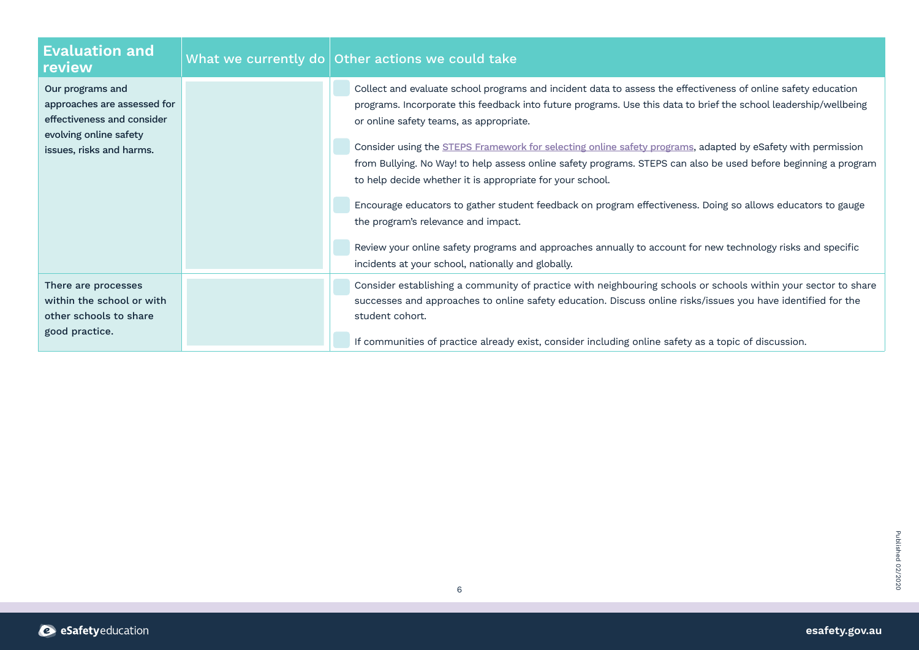| Evaluation and review | What we currently do | Other actions we could take |
| --- | --- | --- |
| Our programs and approaches are assessed for effectiveness and consider evolving online safety issues, risks and harms. | | Collect and evaluate school programs and incident data to assess the effectiveness of online safety education programs. Incorporate this feedback into future programs. Use this data to brief the school leadership/wellbeing or online safety teams, as appropriate.<br><br>Consider using the STEPS Framework for selecting online safety programs, adapted by eSafety with permission from Bullying. No Way! to help assess online safety programs. STEPS can also be used before beginning a program to help decide whether it is appropriate for your school.<br><br>Encourage educators to gather student feedback on program effectiveness. Doing so allows educators to gauge the program's relevance and impact.<br><br>Review your online safety programs and approaches annually to account for new technology risks and specific incidents at your school, nationally and globally. |
| There are processes within the school or with other schools to share good practice. | | Consider establishing a community of practice with neighbouring schools or schools within your sector to share successes and approaches to online safety education. Discuss online risks/issues you have identified for the student cohort.<br><br>If communities of practice already exist, consider including online safety as a topic of discussion. |

Published 02/2020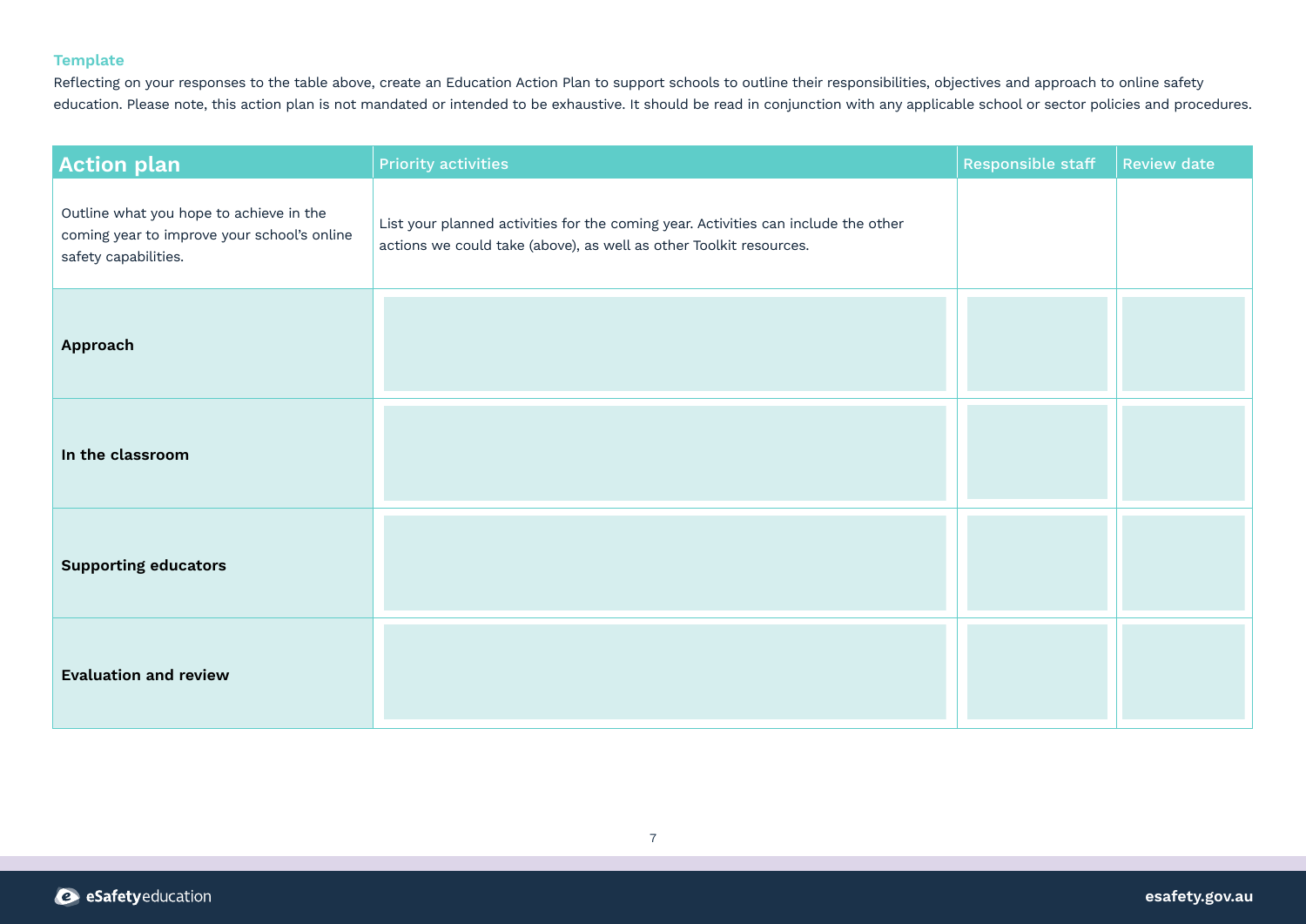### Template

Reflecting on your responses to the table above, create an Education Action Plan to support schools to outline their responsibilities, objectives and approach to online safety education. Please note, this action plan is not mandated or intended to be exhaustive. It should be read in conjunction with any applicable school or sector policies and procedures.

| Action plan | Priority activities | Responsible staff | Review date |
| --- | --- | --- | --- |
| Outline what you hope to achieve in the coming year to improve your school's online safety capabilities. | List your planned activities for the coming year. Activities can include the other actions we could take (above), as well as other Toolkit resources. | | |
| **Approach** | | | |
| **In the classroom** | | | |
| **Supporting educators** | | | |
| **Evaluation and review** | | | |